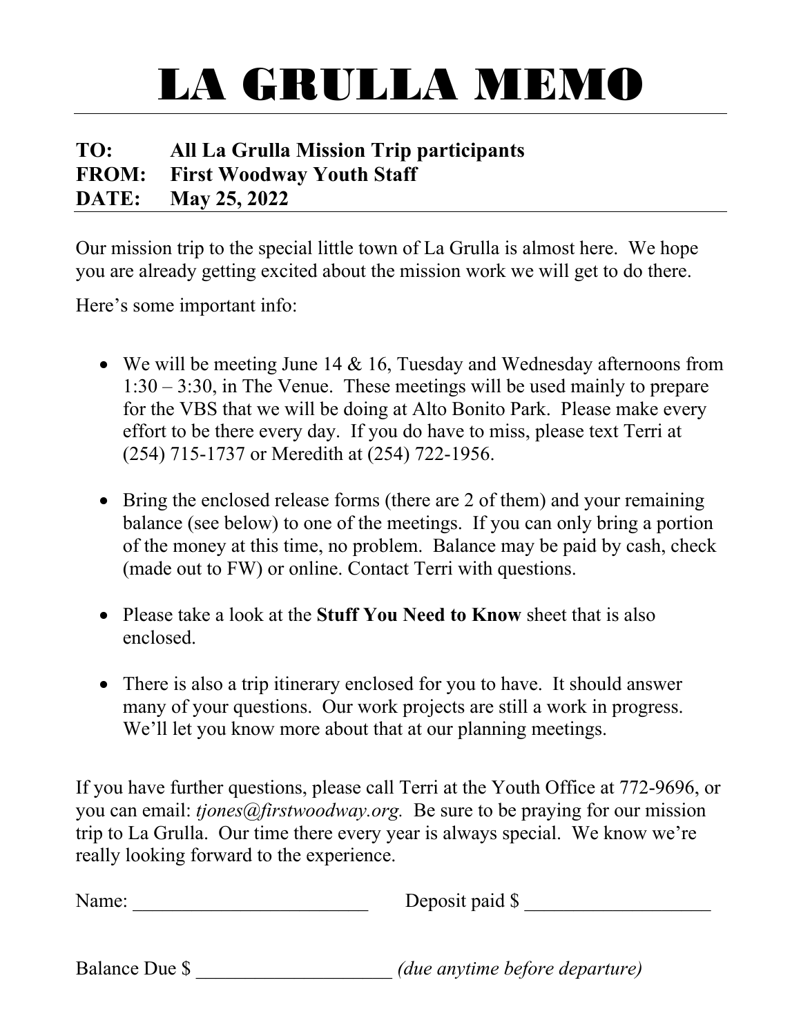# LA GRULLA MEMO

**TO:** **All La Grulla Mission Trip participants**
**FROM:** **First Woodway Youth Staff**
**DATE:** **May 25, 2022**

Our mission trip to the special little town of La Grulla is almost here. We hope you are already getting excited about the mission work we will get to do there.

Here's some important info:

- We will be meeting June 14 & 16, Tuesday and Wednesday afternoons from 1:30 – 3:30, in The Venue. These meetings will be used mainly to prepare for the VBS that we will be doing at Alto Bonito Park. Please make every effort to be there every day. If you do have to miss, please text Terri at (254) 715-1737 or Meredith at (254) 722-1956.

- Bring the enclosed release forms (there are 2 of them) and your remaining balance (see below) to one of the meetings. If you can only bring a portion of the money at this time, no problem. Balance may be paid by cash, check (made out to FW) or online. Contact Terri with questions.

- Please take a look at the **Stuff You Need to Know** sheet that is also enclosed.

- There is also a trip itinerary enclosed for you to have. It should answer many of your questions. Our work projects are still a work in progress. We'll let you know more about that at our planning meetings.

If you have further questions, please call Terri at the Youth Office at 772-9696, or you can email: *tjones@firstwoodway.org.* Be sure to be praying for our mission trip to La Grulla. Our time there every year is always special. We know we're really looking forward to the experience.

Name: ________________________ Deposit paid $ ___________________

Balance Due $ ____________________ *(due anytime before departure)*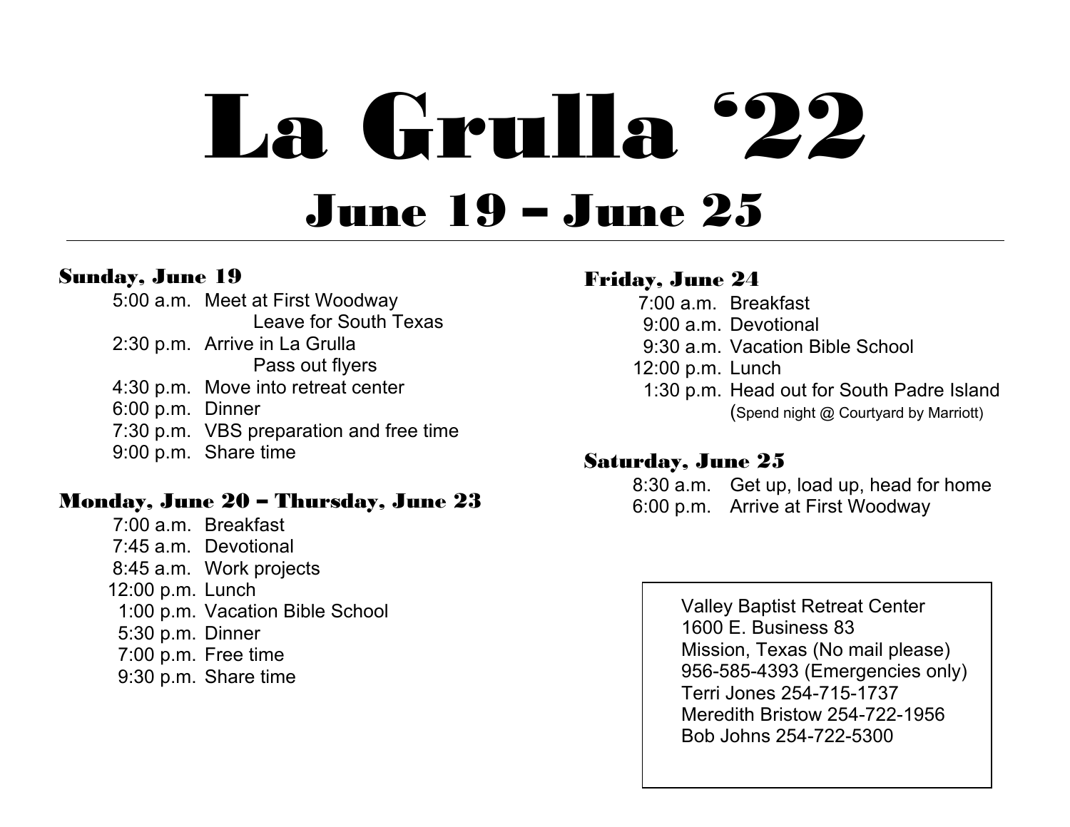# La Grulla '22

## June 19 – June 25

---

### Sunday, June 19

5:00 a.m. Meet at First Woodway
Leave for South Texas
2:30 p.m. Arrive in La Grulla
Pass out flyers
4:30 p.m. Move into retreat center
6:00 p.m. Dinner
7:30 p.m. VBS preparation and free time
9:00 p.m. Share time

### Monday, June 20 – Thursday, June 23

7:00 a.m. Breakfast
7:45 a.m. Devotional
8:45 a.m. Work projects
12:00 p.m. Lunch
1:00 p.m. Vacation Bible School
5:30 p.m. Dinner
7:00 p.m. Free time
9:30 p.m. Share time

### Friday, June 24

7:00 a.m. Breakfast
9:00 a.m. Devotional
9:30 a.m. Vacation Bible School
12:00 p.m. Lunch
1:30 p.m. Head out for South Padre Island
(Spend night @ Courtyard by Marriott)

### Saturday, June 25

8:30 a.m. Get up, load up, head for home
6:00 p.m. Arrive at First Woodway

Valley Baptist Retreat Center
1600 E. Business 83
Mission, Texas (No mail please)
956-585-4393 (Emergencies only)
Terri Jones 254-715-1737
Meredith Bristow 254-722-1956
Bob Johns 254-722-5300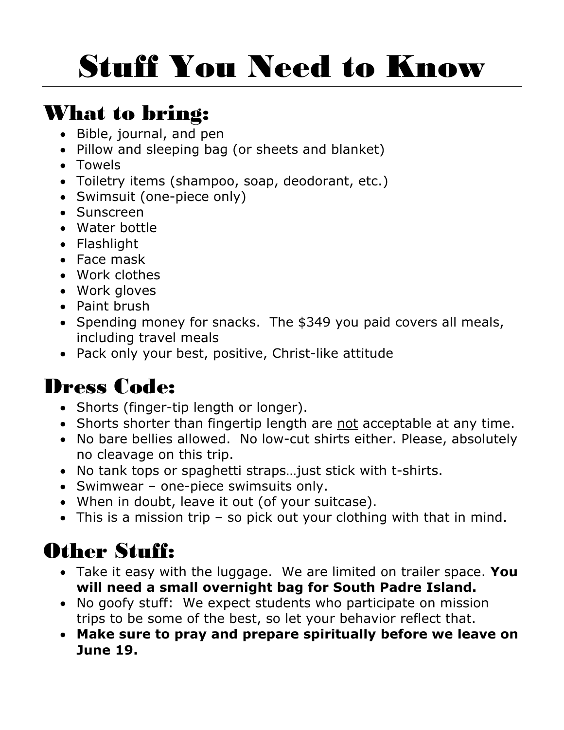# Stuff You Need to Know

## What to bring:

- Bible, journal, and pen
- Pillow and sleeping bag (or sheets and blanket)
- Towels
- Toiletry items (shampoo, soap, deodorant, etc.)
- Swimsuit (one-piece only)
- Sunscreen
- Water bottle
- Flashlight
- Face mask
- Work clothes
- Work gloves
- Paint brush
- Spending money for snacks. The $349 you paid covers all meals, including travel meals
- Pack only your best, positive, Christ-like attitude

## Dress Code:

- Shorts (finger-tip length or longer).
- Shorts shorter than fingertip length are <u>not</u> acceptable at any time.
- No bare bellies allowed. No low-cut shirts either. Please, absolutely no cleavage on this trip.
- No tank tops or spaghetti straps…just stick with t-shirts.
- Swimwear – one-piece swimsuits only.
- When in doubt, leave it out (of your suitcase).
- This is a mission trip – so pick out your clothing with that in mind.

## Other Stuff:

- Take it easy with the luggage. We are limited on trailer space. **You will need a small overnight bag for South Padre Island.**
- No goofy stuff: We expect students who participate on mission trips to be some of the best, so let your behavior reflect that.
- **Make sure to pray and prepare spiritually before we leave on June 19.**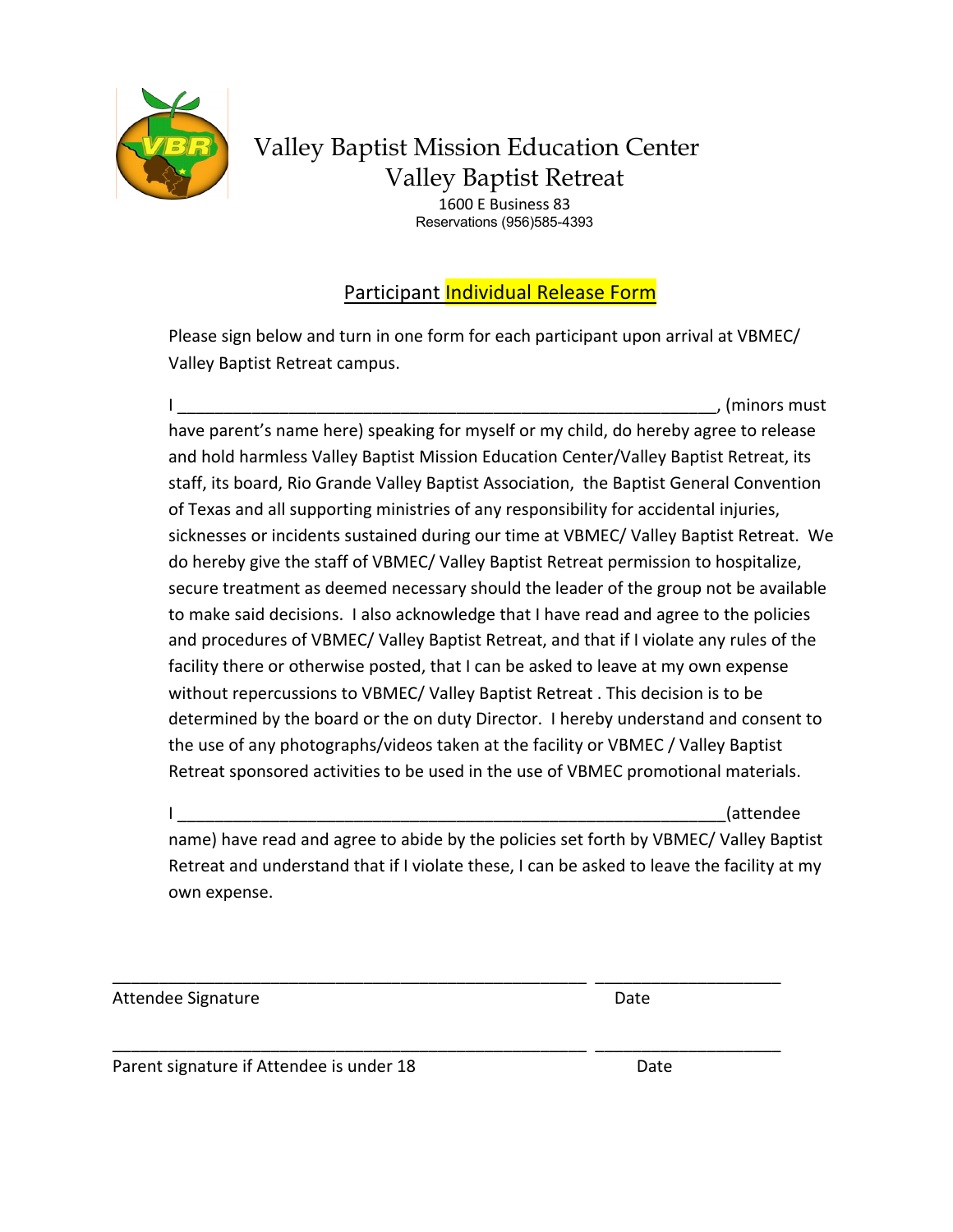# Valley Baptist Mission Education Center
# Valley Baptist Retreat

1600 E Business 83
Reservations (956)585-4393

## Participant Individual Release Form

Please sign below and turn in one form for each participant upon arrival at VBMEC/ Valley Baptist Retreat campus.

I ____________________________________________________________, (minors must have parent's name here) speaking for myself or my child, do hereby agree to release and hold harmless Valley Baptist Mission Education Center/Valley Baptist Retreat, its staff, its board, Rio Grande Valley Baptist Association, the Baptist General Convention of Texas and all supporting ministries of any responsibility for accidental injuries, sicknesses or incidents sustained during our time at VBMEC/ Valley Baptist Retreat. We do hereby give the staff of VBMEC/ Valley Baptist Retreat permission to hospitalize, secure treatment as deemed necessary should the leader of the group not be available to make said decisions. I also acknowledge that I have read and agree to the policies and procedures of VBMEC/ Valley Baptist Retreat, and that if I violate any rules of the facility there or otherwise posted, that I can be asked to leave at my own expense without repercussions to VBMEC/ Valley Baptist Retreat . This decision is to be determined by the board or the on duty Director. I hereby understand and consent to the use of any photographs/videos taken at the facility or VBMEC / Valley Baptist Retreat sponsored activities to be used in the use of VBMEC promotional materials.

I ______________________________________________________________(attendee name) have read and agree to abide by the policies set forth by VBMEC/ Valley Baptist Retreat and understand that if I violate these, I can be asked to leave the facility at my own expense.

______________________________________________________ ____________________

Attendee Signature Date

______________________________________________________ ____________________

Parent signature if Attendee is under 18 Date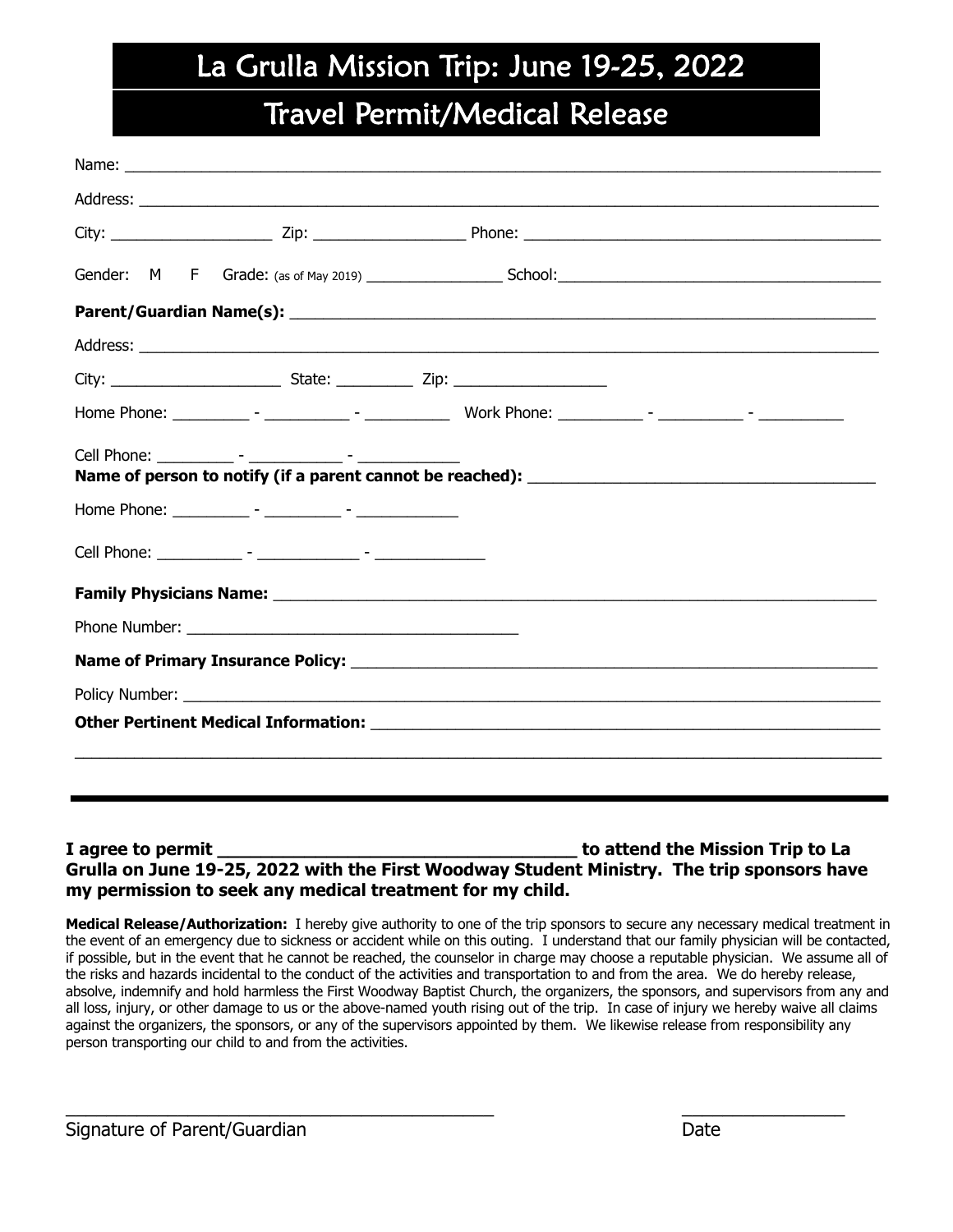# La Grulla Mission Trip: June 19-25, 2022

# Travel Permit/Medical Release

Name: ___________________________________________________________________________________

Address: _________________________________________________________________________________

City: ___________________ Zip: _________________ Phone: ________________________________________

Gender: M F Grade: (as of May 2019) ________________ School: ____________________________________

**Parent/Guardian Name(s):** ______________________________________________________________

Address: _________________________________________________________________________________

City: ___________________ State: _________ Zip: _________________

Home Phone: _________ - __________ - __________ Work Phone: __________ - __________ - __________

Cell Phone: _________ - ___________ - ___________

**Name of person to notify (if a parent cannot be reached):** _____________________________________

Home Phone: _________ - _________ - ___________

Cell Phone: __________ - ____________ - _____________

**Family Physicians Name:** _________________________________________________________________

Phone Number: ______________________________________

**Name of Primary Insurance Policy:** _________________________________________________________

Policy Number: ___________________________________________________________________________

**Other Pertinent Medical Information:** _______________________________________________________

___________________________________________________________________________________________

---

**I agree to permit ___________________________________ to attend the Mission Trip to La Grulla on June 19-25, 2022 with the First Woodway Student Ministry. The trip sponsors have my permission to seek any medical treatment for my child.**

**Medical Release/Authorization:** I hereby give authority to one of the trip sponsors to secure any necessary medical treatment in the event of an emergency due to sickness or accident while on this outing. I understand that our family physician will be contacted, if possible, but in the event that he cannot be reached, the counselor in charge may choose a reputable physician. We assume all of the risks and hazards incidental to the conduct of the activities and transportation to and from the area. We do hereby release, absolve, indemnify and hold harmless the First Woodway Baptist Church, the organizers, the sponsors, and supervisors from any and all loss, injury, or other damage to us or the above-named youth rising out of the trip. In case of injury we hereby waive all claims against the organizers, the sponsors, or any of the supervisors appointed by them. We likewise release from responsibility any person transporting our child to and from the activities.

_________________________________________ ________________

Signature of Parent/Guardian Date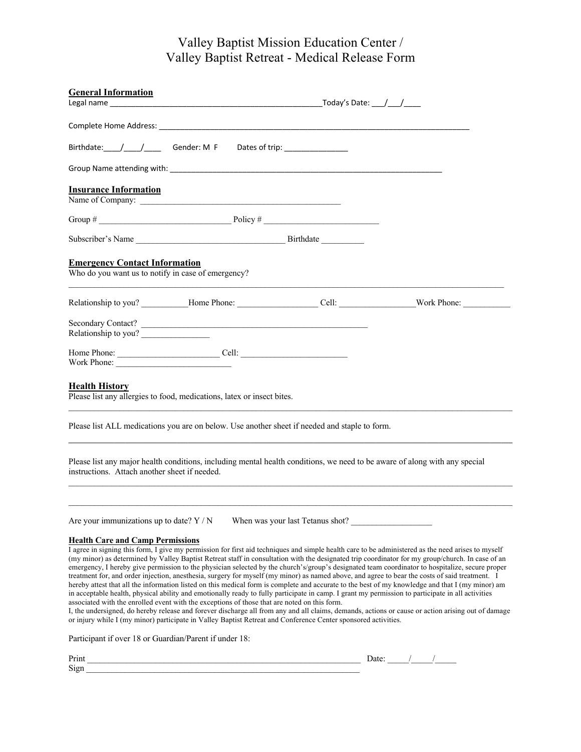# Valley Baptist Mission Education Center / Valley Baptist Retreat - Medical Release Form

## General Information

Legal name ______________________________________________ Today's Date: ___/___/____

Complete Home Address: ______________________________________________________________________

Birthdate:____/____/____ Gender: M F Dates of trip: _______________

Group Name attending with: ____________________________________________________________

## Insurance Information

Name of Company: ___________________________________________

Group # ____________________________ Policy # __________________________

Subscriber's Name ________________________________ Birthdate __________

## Emergency Contact Information

Who do you want us to notify in case of emergency?

_____________________________________________________________________________________

Relationship to you? __________ Home Phone: __________________ Cell: _________________ Work Phone: ___________

Secondary Contact? _____________________________________________________
Relationship to you? _______________

Home Phone: ______________________ Cell: _______________________
Work Phone: __________________________

## Health History

Please list any allergies to food, medications, latex or insect bites.

_____________________________________________________________________________________

Please list ALL medications you are on below. Use another sheet if needed and staple to form.

_____________________________________________________________________________________

Please list any major health conditions, including mental health conditions, we need to be aware of along with any special instructions. Attach another sheet if needed.

_____________________________________________________________________________________

_____________________________________________________________________________________

Are your immunizations up to date? Y / N When was your last Tetanus shot? __________________

### Health Care and Camp Permissions

I agree in signing this form, I give my permission for first aid techniques and simple health care to be administered as the need arises to myself (my minor) as determined by Valley Baptist Retreat staff in consultation with the designated trip coordinator for my group/church. In case of an emergency, I hereby give permission to the physician selected by the church's/group's designated team coordinator to hospitalize, secure proper treatment for, and order injection, anesthesia, surgery for myself (my minor) as named above, and agree to bear the costs of said treatment. I hereby attest that all the information listed on this medical form is complete and accurate to the best of my knowledge and that I (my minor) am in acceptable health, physical ability and emotionally ready to fully participate in camp. I grant my permission to participate in all activities associated with the enrolled event with the exceptions of those that are noted on this form.
I, the undersigned, do hereby release and forever discharge all from any and all claims, demands, actions or cause or action arising out of damage or injury while I (my minor) participate in Valley Baptist Retreat and Conference Center sponsored activities.

Participant if over 18 or Guardian/Parent if under 18:

Print ______________________________________________________________ Date: _____/_____/_____
Sign ______________________________________________________________